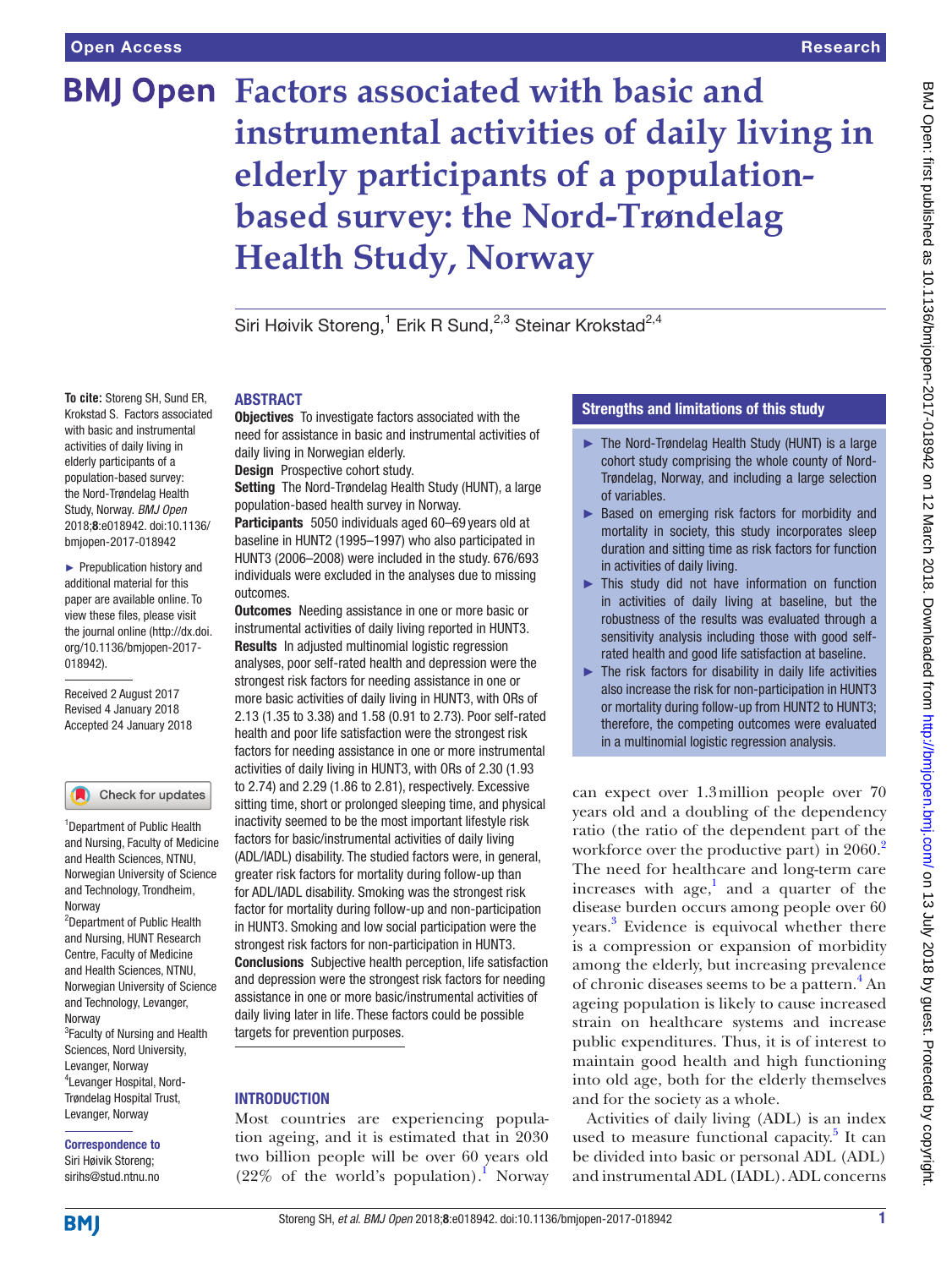# Factors associated with basic and instrumental activities of daily living in elderly participants of a population-based survey: the Nord-Trøndelag Health Study, Norway

Siri Høivik Storeng,[1] Erik R Sund,[2,3] Steinar Krokstad[2,4]

**To cite:** Storeng SH, Sund ER, Krokstad S. Factors associated with basic and instrumental activities of daily living in elderly participants of a population-based survey: the Nord-Trøndelag Health Study, Norway. *BMJ Open* 2018;**8**:e018942. doi:10.1136/bmjopen-2017-018942

► Prepublication history and additional material for this paper are available online. To view these files, please visit the journal online (http://dx.doi.org/10.1136/bmjopen-2017-018942).

Received 2 August 2017
Revised 4 January 2018
Accepted 24 January 2018

[1]Department of Public Health and Nursing, Faculty of Medicine and Health Sciences, NTNU, Norwegian University of Science and Technology, Trondheim, Norway
[2]Department of Public Health and Nursing, HUNT Research Centre, Faculty of Medicine and Health Sciences, NTNU, Norwegian University of Science and Technology, Levanger, Norway
[3]Faculty of Nursing and Health Sciences, Nord University, Levanger, Norway
[4]Levanger Hospital, Nord-Trøndelag Hospital Trust, Levanger, Norway

**Correspondence to**
Siri Høivik Storeng;
sirihs@stud.ntnu.no

## ABSTRACT

**Objectives** To investigate factors associated with the need for assistance in basic and instrumental activities of daily living in Norwegian elderly.

**Design** Prospective cohort study.

**Setting** The Nord-Trøndelag Health Study (HUNT), a large population-based health survey in Norway.

**Participants** 5050 individuals aged 60–69 years old at baseline in HUNT2 (1995–1997) who also participated in HUNT3 (2006–2008) were included in the study. 676/693 individuals were excluded in the analyses due to missing outcomes.

**Outcomes** Needing assistance in one or more basic or instrumental activities of daily living reported in HUNT3.

**Results** In adjusted multinomial logistic regression analyses, poor self-rated health and depression were the strongest risk factors for needing assistance in one or more basic activities of daily living in HUNT3, with ORs of 2.13 (1.35 to 3.38) and 1.58 (0.91 to 2.73). Poor self-rated health and poor life satisfaction were the strongest risk factors for needing assistance in one or more instrumental activities of daily living in HUNT3, with ORs of 2.30 (1.93 to 2.74) and 2.29 (1.86 to 2.81), respectively. Excessive sitting time, short or prolonged sleeping time, and physical inactivity seemed to be the most important lifestyle risk factors for basic/instrumental activities of daily living (ADL/IADL) disability. The studied factors were, in general, greater risk factors for mortality during follow-up than for ADL/IADL disability. Smoking was the strongest risk factor for mortality during follow-up and non-participation in HUNT3. Smoking and low social participation were the strongest risk factors for non-participation in HUNT3.

**Conclusions** Subjective health perception, life satisfaction and depression were the strongest risk factors for needing assistance in one or more basic/instrumental activities of daily living later in life. These factors could be possible targets for prevention purposes.

## Strengths and limitations of this study

- The Nord-Trøndelag Health Study (HUNT) is a large cohort study comprising the whole county of Nord-Trøndelag, Norway, and including a large selection of variables.
- Based on emerging risk factors for morbidity and mortality in society, this study incorporates sleep duration and sitting time as risk factors for function in activities of daily living.
- This study did not have information on function in activities of daily living at baseline, but the robustness of the results was evaluated through a sensitivity analysis including those with good self-rated health and good life satisfaction at baseline.
- The risk factors for disability in daily life activities also increase the risk for non-participation in HUNT3 or mortality during follow-up from HUNT2 to HUNT3; therefore, the competing outcomes were evaluated in a multinomial logistic regression analysis.

## INTRODUCTION

Most countries are experiencing population ageing, and it is estimated that in 2030 two billion people will be over 60 years old (22% of the world's population).[1] Norway can expect over 1.3 million people over 70 years old and a doubling of the dependency ratio (the ratio of the dependent part of the workforce over the productive part) in 2060.[2] The need for healthcare and long-term care increases with age,[1] and a quarter of the disease burden occurs among people over 60 years.[3] Evidence is equivocal whether there is a compression or expansion of morbidity among the elderly, but increasing prevalence of chronic diseases seems to be a pattern.[4] An ageing population is likely to cause increased strain on healthcare systems and increase public expenditures. Thus, it is of interest to maintain good health and high functioning into old age, both for the elderly themselves and for the society as a whole.

Activities of daily living (ADL) is an index used to measure functional capacity.[5] It can be divided into basic or personal ADL (ADL) and instrumental ADL (IADL). ADL concerns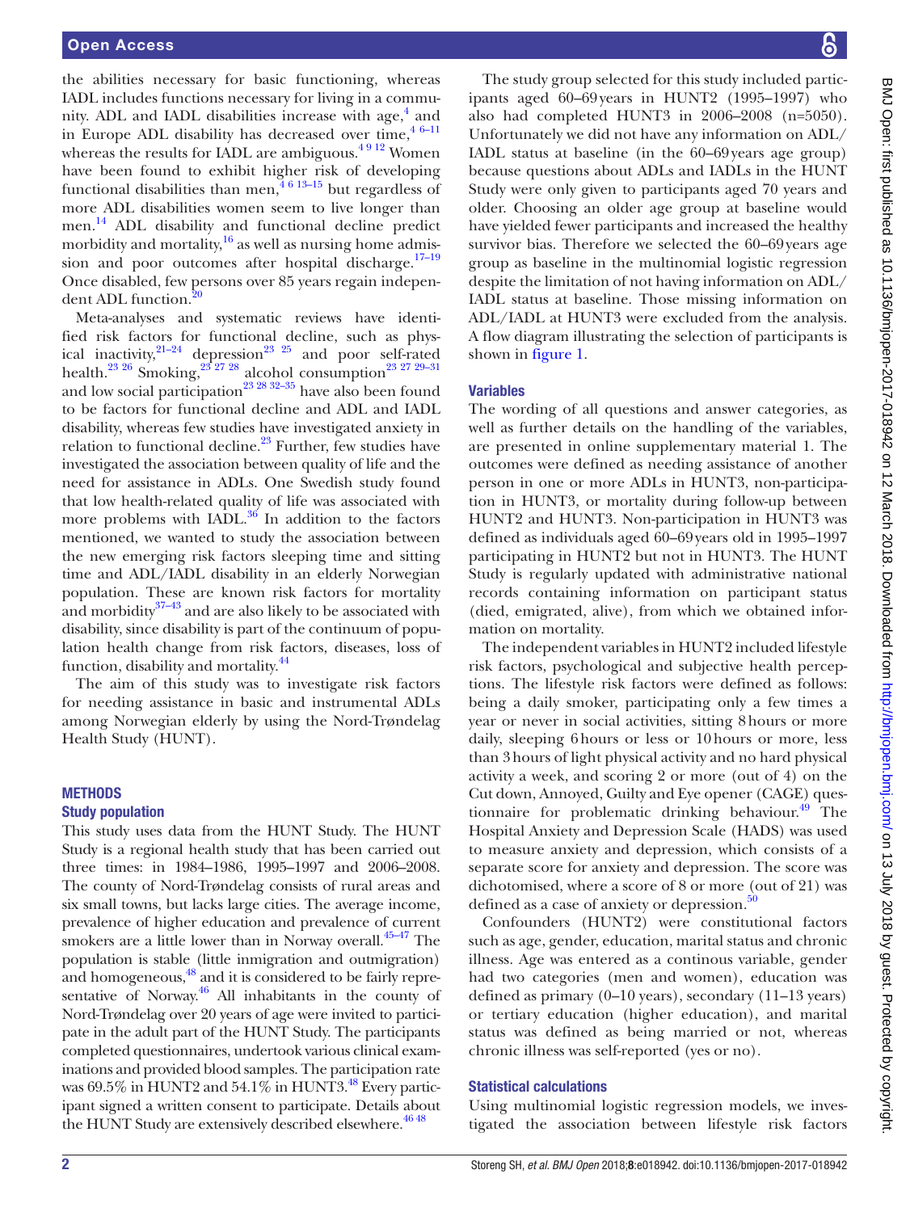the abilities necessary for basic functioning, whereas IADL includes functions necessary for living in a community. ADL and IADL disabilities increase with age,[4] and in Europe ADL disability has decreased over time,[4 6–11] whereas the results for IADL are ambiguous.[4 9 12] Women have been found to exhibit higher risk of developing functional disabilities than men,[4 6 13–15] but regardless of more ADL disabilities women seem to live longer than men.[14] ADL disability and functional decline predict morbidity and mortality,[16] as well as nursing home admission and poor outcomes after hospital discharge.[17–19] Once disabled, few persons over 85 years regain independent ADL function.[20]

Meta-analyses and systematic reviews have identified risk factors for functional decline, such as physical inactivity,[21–24] depression[23 25] and poor self-rated health.[23 26] Smoking,[23 27 28] alcohol consumption[23 27 29–31] and low social participation[23 28 32–35] have also been found to be factors for functional decline and ADL and IADL disability, whereas few studies have investigated anxiety in relation to functional decline.[23] Further, few studies have investigated the association between quality of life and the need for assistance in ADLs. One Swedish study found that low health-related quality of life was associated with more problems with IADL.[36] In addition to the factors mentioned, we wanted to study the association between the new emerging risk factors sleeping time and sitting time and ADL/IADL disability in an elderly Norwegian population. These are known risk factors for mortality and morbidity[37–43] and are also likely to be associated with disability, since disability is part of the continuum of population health change from risk factors, diseases, loss of function, disability and mortality.[44]

The aim of this study was to investigate risk factors for needing assistance in basic and instrumental ADLs among Norwegian elderly by using the Nord-Trøndelag Health Study (HUNT).

## METHODS

### Study population

This study uses data from the HUNT Study. The HUNT Study is a regional health study that has been carried out three times: in 1984–1986, 1995–1997 and 2006–2008. The county of Nord-Trøndelag consists of rural areas and six small towns, but lacks large cities. The average income, prevalence of higher education and prevalence of current smokers are a little lower than in Norway overall.[45–47] The population is stable (little inmigration and outmigration) and homogeneous,[48] and it is considered to be fairly representative of Norway.[46] All inhabitants in the county of Nord-Trøndelag over 20 years of age were invited to participate in the adult part of the HUNT Study. The participants completed questionnaires, undertook various clinical examinations and provided blood samples. The participation rate was 69.5% in HUNT2 and 54.1% in HUNT3.[48] Every participant signed a written consent to participate. Details about the HUNT Study are extensively described elsewhere.[46 48]

The study group selected for this study included participants aged 60–69 years in HUNT2 (1995–1997) who also had completed HUNT3 in 2006–2008 (n=5050). Unfortunately we did not have any information on ADL/IADL status at baseline (in the 60–69 years age group) because questions about ADLs and IADLs in the HUNT Study were only given to participants aged 70 years and older. Choosing an older age group at baseline would have yielded fewer participants and increased the healthy survivor bias. Therefore we selected the 60–69 years age group as baseline in the multinomial logistic regression despite the limitation of not having information on ADL/IADL status at baseline. Those missing information on ADL/IADL at HUNT3 were excluded from the analysis. A flow diagram illustrating the selection of participants is shown in figure 1.

### Variables

The wording of all questions and answer categories, as well as further details on the handling of the variables, are presented in online supplementary material 1. The outcomes were defined as needing assistance of another person in one or more ADLs in HUNT3, non-participation in HUNT3, or mortality during follow-up between HUNT2 and HUNT3. Non-participation in HUNT3 was defined as individuals aged 60–69 years old in 1995–1997 participating in HUNT2 but not in HUNT3. The HUNT Study is regularly updated with administrative national records containing information on participant status (died, emigrated, alive), from which we obtained information on mortality.

The independent variables in HUNT2 included lifestyle risk factors, psychological and subjective health perceptions. The lifestyle risk factors were defined as follows: being a daily smoker, participating only a few times a year or never in social activities, sitting 8 hours or more daily, sleeping 6 hours or less or 10 hours or more, less than 3 hours of light physical activity and no hard physical activity a week, and scoring 2 or more (out of 4) on the Cut down, Annoyed, Guilty and Eye opener (CAGE) questionnaire for problematic drinking behaviour.[49] The Hospital Anxiety and Depression Scale (HADS) was used to measure anxiety and depression, which consists of a separate score for anxiety and depression. The score was dichotomised, where a score of 8 or more (out of 21) was defined as a case of anxiety or depression.[50]

Confounders (HUNT2) were constitutional factors such as age, gender, education, marital status and chronic illness. Age was entered as a continous variable, gender had two categories (men and women), education was defined as primary (0–10 years), secondary (11–13 years) or tertiary education (higher education), and marital status was defined as being married or not, whereas chronic illness was self-reported (yes or no).

### Statistical calculations

Using multinomial logistic regression models, we investigated the association between lifestyle risk factors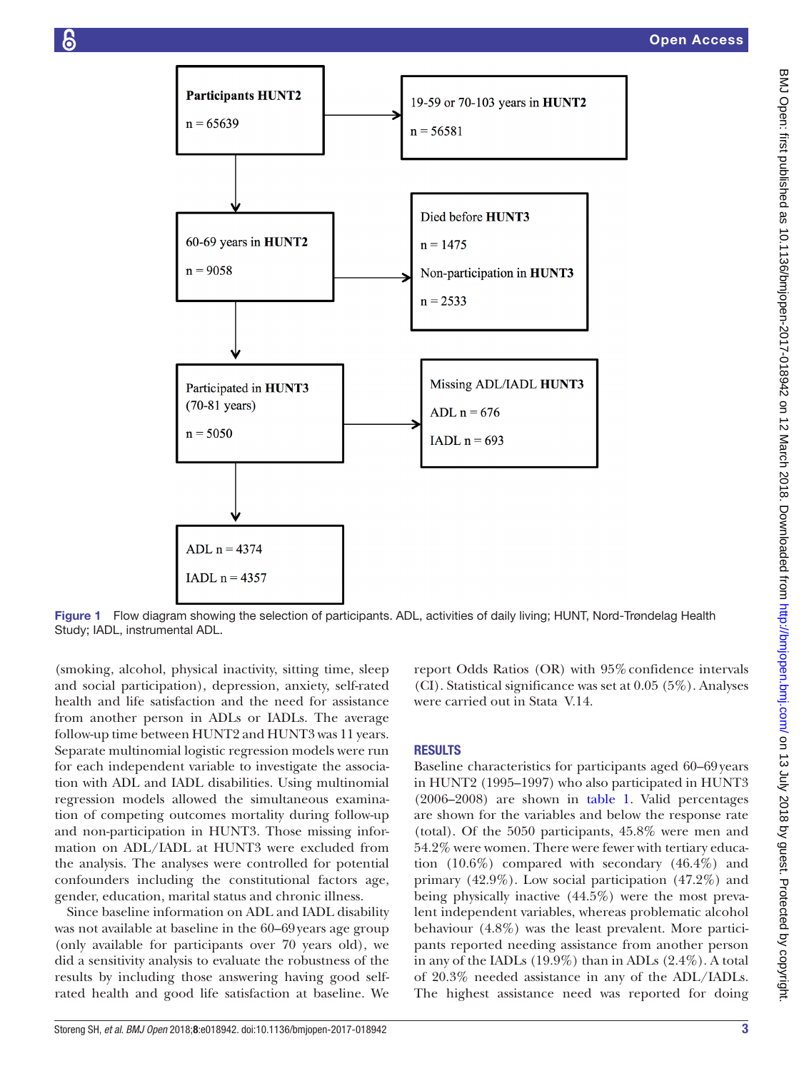Participants HUNT2

n = 65639

19-59 or 70-103 years in HUNT2

n = 56581

60-69 years in HUNT2

n = 9058

Died before HUNT3

n = 1475

Non-participation in HUNT3

n = 2533

Participated in HUNT3 (70-81 years)

n = 5050

Missing ADL/IADL HUNT3

ADL n = 676

IADL n = 693

ADL n = 4374

IADL n = 4357

**Figure 1** Flow diagram showing the selection of participants. ADL, activities of daily living; HUNT, Nord-Trøndelag Health Study; IADL, instrumental ADL.

(smoking, alcohol, physical inactivity, sitting time, sleep and social participation), depression, anxiety, self-rated health and life satisfaction and the need for assistance from another person in ADLs or IADLs. The average follow-up time between HUNT2 and HUNT3 was 11 years. Separate multinomial logistic regression models were run for each independent variable to investigate the association with ADL and IADL disabilities. Using multinomial regression models allowed the simultaneous examination of competing outcomes mortality during follow-up and non-participation in HUNT3. Those missing information on ADL/IADL at HUNT3 were excluded from the analysis. The analyses were controlled for potential confounders including the constitutional factors age, gender, education, marital status and chronic illness.

Since baseline information on ADL and IADL disability was not available at baseline in the 60–69 years age group (only available for participants over 70 years old), we did a sensitivity analysis to evaluate the robustness of the results by including those answering having good self-rated health and good life satisfaction at baseline. We report Odds Ratios (OR) with 95% confidence intervals (CI). Statistical significance was set at 0.05 (5%). Analyses were carried out in Stata V.14.

## RESULTS

Baseline characteristics for participants aged 60–69 years in HUNT2 (1995–1997) who also participated in HUNT3 (2006–2008) are shown in table 1. Valid percentages are shown for the variables and below the response rate (total). Of the 5050 participants, 45.8% were men and 54.2% were women. There were fewer with tertiary education (10.6%) compared with secondary (46.4%) and primary (42.9%). Low social participation (47.2%) and being physically inactive (44.5%) were the most prevalent independent variables, whereas problematic alcohol behaviour (4.8%) was the least prevalent. More participants reported needing assistance from another person in any of the IADLs (19.9%) than in ADLs (2.4%). A total of 20.3% needed assistance in any of the ADL/IADLs. The highest assistance need was reported for doing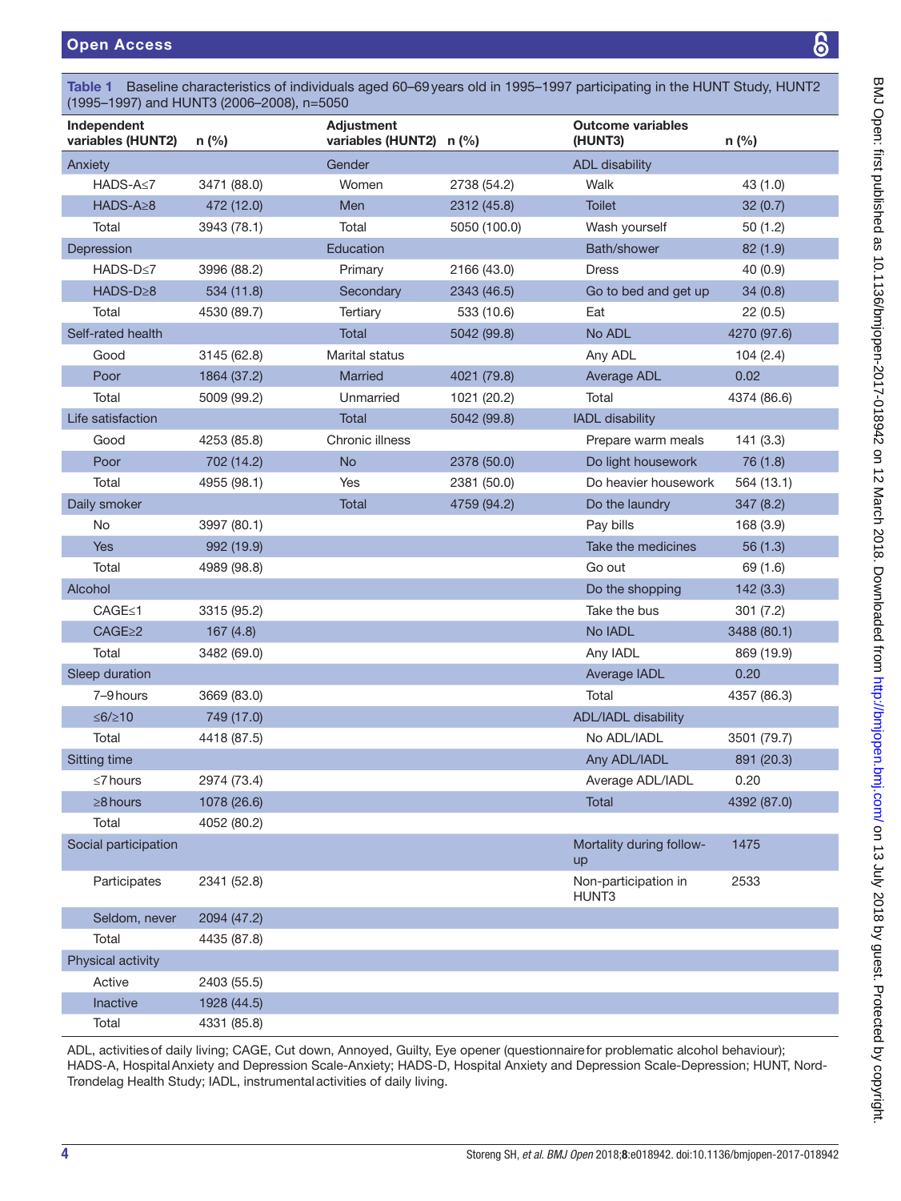**Table 1** Baseline characteristics of individuals aged 60–69 years old in 1995–1997 participating in the HUNT Study, HUNT2 (1995–1997) and HUNT3 (2006–2008), n=5050

| Independent variables (HUNT2) | n (%) | Adjustment variables (HUNT2) | n (%) | Outcome variables (HUNT3) | n (%) |
|---|---|---|---|---|---|
| Anxiety | | Gender | | ADL disability | |
| HADS-A≤7 | 3471 (88.0) | Women | 2738 (54.2) | Walk | 43 (1.0) |
| HADS-A≥8 | 472 (12.0) | Men | 2312 (45.8) | Toilet | 32 (0.7) |
| Total | 3943 (78.1) | Total | 5050 (100.0) | Wash yourself | 50 (1.2) |
| Depression | | Education | | Bath/shower | 82 (1.9) |
| HADS-D≤7 | 3996 (88.2) | Primary | 2166 (43.0) | Dress | 40 (0.9) |
| HADS-D≥8 | 534 (11.8) | Secondary | 2343 (46.5) | Go to bed and get up | 34 (0.8) |
| Total | 4530 (89.7) | Tertiary | 533 (10.6) | Eat | 22 (0.5) |
| Self-rated health | | Total | 5042 (99.8) | No ADL | 4270 (97.6) |
| Good | 3145 (62.8) | Marital status | | Any ADL | 104 (2.4) |
| Poor | 1864 (37.2) | Married | 4021 (79.8) | Average ADL | 0.02 |
| Total | 5009 (99.2) | Unmarried | 1021 (20.2) | Total | 4374 (86.6) |
| Life satisfaction | | Total | 5042 (99.8) | IADL disability | |
| Good | 4253 (85.8) | Chronic illness | | Prepare warm meals | 141 (3.3) |
| Poor | 702 (14.2) | No | 2378 (50.0) | Do light housework | 76 (1.8) |
| Total | 4955 (98.1) | Yes | 2381 (50.0) | Do heavier housework | 564 (13.1) |
| Daily smoker | | Total | 4759 (94.2) | Do the laundry | 347 (8.2) |
| No | 3997 (80.1) | | | Pay bills | 168 (3.9) |
| Yes | 992 (19.9) | | | Take the medicines | 56 (1.3) |
| Total | 4989 (98.8) | | | Go out | 69 (1.6) |
| Alcohol | | | | Do the shopping | 142 (3.3) |
| CAGE≤1 | 3315 (95.2) | | | Take the bus | 301 (7.2) |
| CAGE≥2 | 167 (4.8) | | | No IADL | 3488 (80.1) |
| Total | 3482 (69.0) | | | Any IADL | 869 (19.9) |
| Sleep duration | | | | Average IADL | 0.20 |
| 7–9 hours | 3669 (83.0) | | | Total | 4357 (86.3) |
| ≤6/≥10 | 749 (17.0) | | | ADL/IADL disability | |
| Total | 4418 (87.5) | | | No ADL/IADL | 3501 (79.7) |
| Sitting time | | | | Any ADL/IADL | 891 (20.3) |
| ≤7 hours | 2974 (73.4) | | | Average ADL/IADL | 0.20 |
| ≥8 hours | 1078 (26.6) | | | Total | 4392 (87.0) |
| Total | 4052 (80.2) | | | | |
| Social participation | | | | Mortality during follow-up | 1475 |
| Participates | 2341 (52.8) | | | Non-participation in HUNT3 | 2533 |
| Seldom, never | 2094 (47.2) | | | | |
| Total | 4435 (87.8) | | | | |
| Physical activity | | | | | |
| Active | 2403 (55.5) | | | | |
| Inactive | 1928 (44.5) | | | | |
| Total | 4331 (85.8) | | | | |

ADL, activities of daily living; CAGE, Cut down, Annoyed, Guilty, Eye opener (questionnaire for problematic alcohol behaviour); HADS-A, Hospital Anxiety and Depression Scale-Anxiety; HADS-D, Hospital Anxiety and Depression Scale-Depression; HUNT, Nord-Trøndelag Health Study; IADL, instrumental activities of daily living.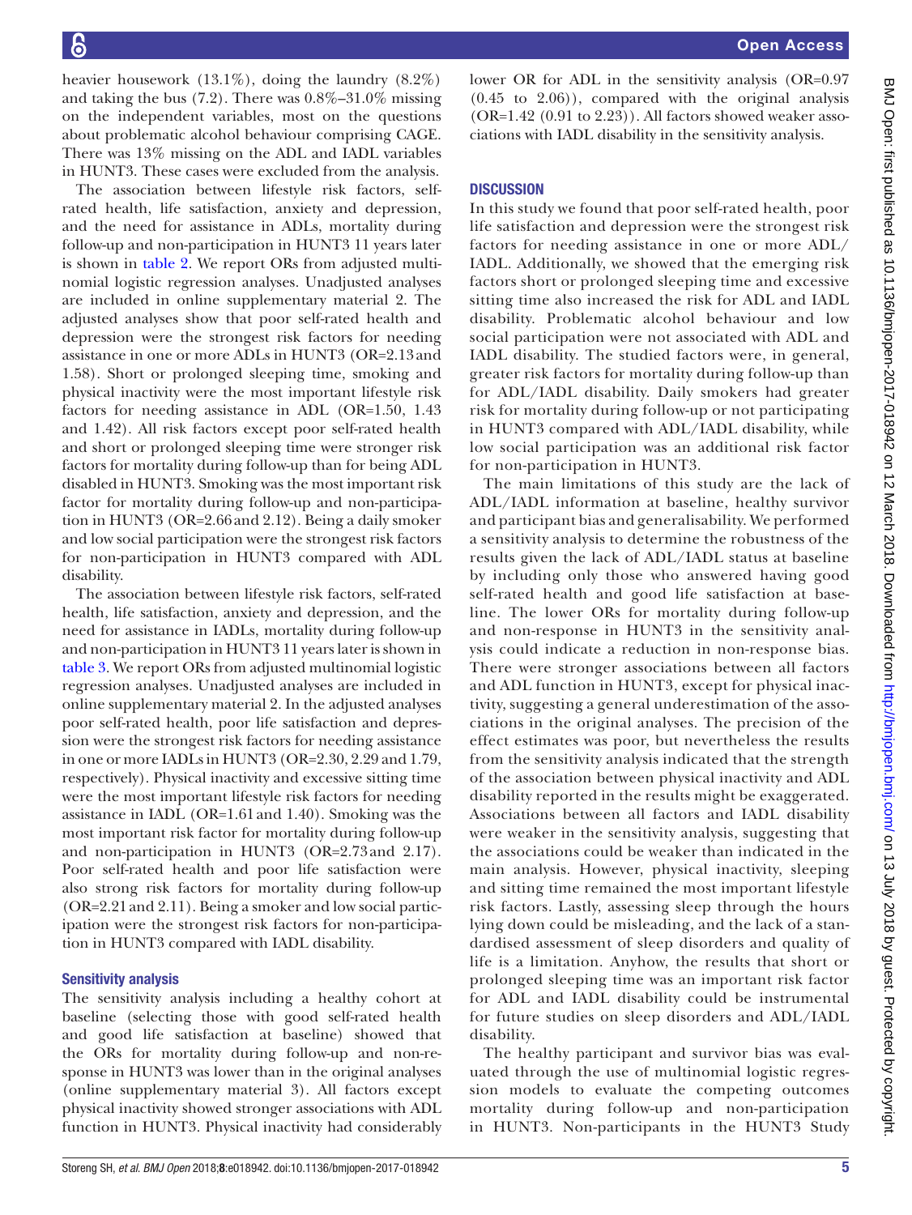heavier housework (13.1%), doing the laundry (8.2%) and taking the bus (7.2). There was 0.8%–31.0% missing on the independent variables, most on the questions about problematic alcohol behaviour comprising CAGE. There was 13% missing on the ADL and IADL variables in HUNT3. These cases were excluded from the analysis.

The association between lifestyle risk factors, self-rated health, life satisfaction, anxiety and depression, and the need for assistance in ADLs, mortality during follow-up and non-participation in HUNT3 11 years later is shown in table 2. We report ORs from adjusted multinomial logistic regression analyses. Unadjusted analyses are included in online supplementary material 2. The adjusted analyses show that poor self-rated health and depression were the strongest risk factors for needing assistance in one or more ADLs in HUNT3 (OR=2.13 and 1.58). Short or prolonged sleeping time, smoking and physical inactivity were the most important lifestyle risk factors for needing assistance in ADL (OR=1.50, 1.43 and 1.42). All risk factors except poor self-rated health and short or prolonged sleeping time were stronger risk factors for mortality during follow-up than for being ADL disabled in HUNT3. Smoking was the most important risk factor for mortality during follow-up and non-participation in HUNT3 (OR=2.66 and 2.12). Being a daily smoker and low social participation were the strongest risk factors for non-participation in HUNT3 compared with ADL disability.

The association between lifestyle risk factors, self-rated health, life satisfaction, anxiety and depression, and the need for assistance in IADLs, mortality during follow-up and non-participation in HUNT3 11 years later is shown in table 3. We report ORs from adjusted multinomial logistic regression analyses. Unadjusted analyses are included in online supplementary material 2. In the adjusted analyses poor self-rated health, poor life satisfaction and depression were the strongest risk factors for needing assistance in one or more IADLs in HUNT3 (OR=2.30, 2.29 and 1.79, respectively). Physical inactivity and excessive sitting time were the most important lifestyle risk factors for needing assistance in IADL (OR=1.61 and 1.40). Smoking was the most important risk factor for mortality during follow-up and non-participation in HUNT3 (OR=2.73 and 2.17). Poor self-rated health and poor life satisfaction were also strong risk factors for mortality during follow-up (OR=2.21 and 2.11). Being a smoker and low social participation were the strongest risk factors for non-participation in HUNT3 compared with IADL disability.

### Sensitivity analysis

The sensitivity analysis including a healthy cohort at baseline (selecting those with good self-rated health and good life satisfaction at baseline) showed that the ORs for mortality during follow-up and non-response in HUNT3 was lower than in the original analyses (online supplementary material 3). All factors except physical inactivity showed stronger associations with ADL function in HUNT3. Physical inactivity had considerably lower OR for ADL in the sensitivity analysis (OR=0.97 (0.45 to 2.06)), compared with the original analysis (OR=1.42 (0.91 to 2.23)). All factors showed weaker associations with IADL disability in the sensitivity analysis.

## Discussion

In this study we found that poor self-rated health, poor life satisfaction and depression were the strongest risk factors for needing assistance in one or more ADL/IADL. Additionally, we showed that the emerging risk factors short or prolonged sleeping time and excessive sitting time also increased the risk for ADL and IADL disability. Problematic alcohol behaviour and low social participation were not associated with ADL and IADL disability. The studied factors were, in general, greater risk factors for mortality during follow-up than for ADL/IADL disability. Daily smokers had greater risk for mortality during follow-up or not participating in HUNT3 compared with ADL/IADL disability, while low social participation was an additional risk factor for non-participation in HUNT3.

The main limitations of this study are the lack of ADL/IADL information at baseline, healthy survivor and participant bias and generalisability. We performed a sensitivity analysis to determine the robustness of the results given the lack of ADL/IADL status at baseline by including only those who answered having good self-rated health and good life satisfaction at baseline. The lower ORs for mortality during follow-up and non-response in HUNT3 in the sensitivity analysis could indicate a reduction in non-response bias. There were stronger associations between all factors and ADL function in HUNT3, except for physical inactivity, suggesting a general underestimation of the associations in the original analyses. The precision of the effect estimates was poor, but nevertheless the results from the sensitivity analysis indicated that the strength of the association between physical inactivity and ADL disability reported in the results might be exaggerated. Associations between all factors and IADL disability were weaker in the sensitivity analysis, suggesting that the associations could be weaker than indicated in the main analysis. However, physical inactivity, sleeping and sitting time remained the most important lifestyle risk factors. Lastly, assessing sleep through the hours lying down could be misleading, and the lack of a standardised assessment of sleep disorders and quality of life is a limitation. Anyhow, the results that short or prolonged sleeping time was an important risk factor for ADL and IADL disability could be instrumental for future studies on sleep disorders and ADL/IADL disability.

The healthy participant and survivor bias was evaluated through the use of multinomial logistic regression models to evaluate the competing outcomes mortality during follow-up and non-participation in HUNT3. Non-participants in the HUNT3 Study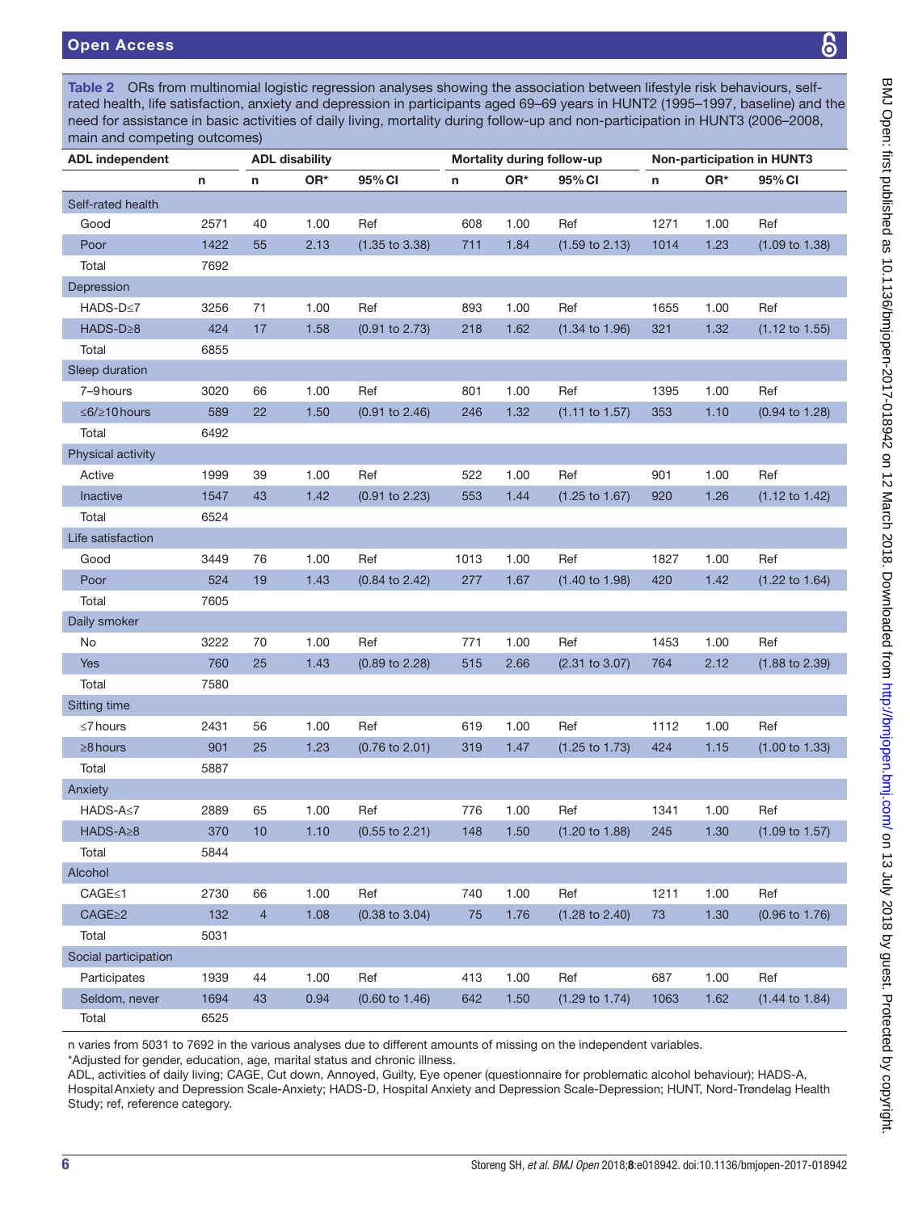**Table 2** ORs from multinomial logistic regression analyses showing the association between lifestyle risk behaviours, self-rated health, life satisfaction, anxiety and depression in participants aged 69–69 years in HUNT2 (1995–1997, baseline) and the need for assistance in basic activities of daily living, mortality during follow-up and non-participation in HUNT3 (2006–2008, main and competing outcomes)

| ADL independent | | ADL disability | | | Mortality during follow-up | | | Non-participation in HUNT3 | | |
|---|---|---|---|---|---|---|---|---|---|---|
| | n | n | OR* | 95% CI | n | OR* | 95% CI | n | OR* | 95% CI |
| Self-rated health | | | | | | | | | | |
| Good | 2571 | 40 | 1.00 | Ref | 608 | 1.00 | Ref | 1271 | 1.00 | Ref |
| Poor | 1422 | 55 | 2.13 | (1.35 to 3.38) | 711 | 1.84 | (1.59 to 2.13) | 1014 | 1.23 | (1.09 to 1.38) |
| Total | 7692 | | | | | | | | | |
| Depression | | | | | | | | | | |
| HADS-D≤7 | 3256 | 71 | 1.00 | Ref | 893 | 1.00 | Ref | 1655 | 1.00 | Ref |
| HADS-D≥8 | 424 | 17 | 1.58 | (0.91 to 2.73) | 218 | 1.62 | (1.34 to 1.96) | 321 | 1.32 | (1.12 to 1.55) |
| Total | 6855 | | | | | | | | | |
| Sleep duration | | | | | | | | | | |
| 7–9 hours | 3020 | 66 | 1.00 | Ref | 801 | 1.00 | Ref | 1395 | 1.00 | Ref |
| ≤6/≥10 hours | 589 | 22 | 1.50 | (0.91 to 2.46) | 246 | 1.32 | (1.11 to 1.57) | 353 | 1.10 | (0.94 to 1.28) |
| Total | 6492 | | | | | | | | | |
| Physical activity | | | | | | | | | | |
| Active | 1999 | 39 | 1.00 | Ref | 522 | 1.00 | Ref | 901 | 1.00 | Ref |
| Inactive | 1547 | 43 | 1.42 | (0.91 to 2.23) | 553 | 1.44 | (1.25 to 1.67) | 920 | 1.26 | (1.12 to 1.42) |
| Total | 6524 | | | | | | | | | |
| Life satisfaction | | | | | | | | | | |
| Good | 3449 | 76 | 1.00 | Ref | 1013 | 1.00 | Ref | 1827 | 1.00 | Ref |
| Poor | 524 | 19 | 1.43 | (0.84 to 2.42) | 277 | 1.67 | (1.40 to 1.98) | 420 | 1.42 | (1.22 to 1.64) |
| Total | 7605 | | | | | | | | | |
| Daily smoker | | | | | | | | | | |
| No | 3222 | 70 | 1.00 | Ref | 771 | 1.00 | Ref | 1453 | 1.00 | Ref |
| Yes | 760 | 25 | 1.43 | (0.89 to 2.28) | 515 | 2.66 | (2.31 to 3.07) | 764 | 2.12 | (1.88 to 2.39) |
| Total | 7580 | | | | | | | | | |
| Sitting time | | | | | | | | | | |
| ≤7 hours | 2431 | 56 | 1.00 | Ref | 619 | 1.00 | Ref | 1112 | 1.00 | Ref |
| ≥8 hours | 901 | 25 | 1.23 | (0.76 to 2.01) | 319 | 1.47 | (1.25 to 1.73) | 424 | 1.15 | (1.00 to 1.33) |
| Total | 5887 | | | | | | | | | |
| Anxiety | | | | | | | | | | |
| HADS-A≤7 | 2889 | 65 | 1.00 | Ref | 776 | 1.00 | Ref | 1341 | 1.00 | Ref |
| HADS-A≥8 | 370 | 10 | 1.10 | (0.55 to 2.21) | 148 | 1.50 | (1.20 to 1.88) | 245 | 1.30 | (1.09 to 1.57) |
| Total | 5844 | | | | | | | | | |
| Alcohol | | | | | | | | | | |
| CAGE≤1 | 2730 | 66 | 1.00 | Ref | 740 | 1.00 | Ref | 1211 | 1.00 | Ref |
| CAGE≥2 | 132 | 4 | 1.08 | (0.38 to 3.04) | 75 | 1.76 | (1.28 to 2.40) | 73 | 1.30 | (0.96 to 1.76) |
| Total | 5031 | | | | | | | | | |
| Social participation | | | | | | | | | | |
| Participates | 1939 | 44 | 1.00 | Ref | 413 | 1.00 | Ref | 687 | 1.00 | Ref |
| Seldom, never | 1694 | 43 | 0.94 | (0.60 to 1.46) | 642 | 1.50 | (1.29 to 1.74) | 1063 | 1.62 | (1.44 to 1.84) |
| Total | 6525 | | | | | | | | | |

n varies from 5031 to 7692 in the various analyses due to different amounts of missing on the independent variables.

*Adjusted for gender, education, age, marital status and chronic illness.

ADL, activities of daily living; CAGE, Cut down, Annoyed, Guilty, Eye opener (questionnaire for problematic alcohol behaviour); HADS-A, Hospital Anxiety and Depression Scale-Anxiety; HADS-D, Hospital Anxiety and Depression Scale-Depression; HUNT, Nord-Trøndelag Health Study; ref, reference category.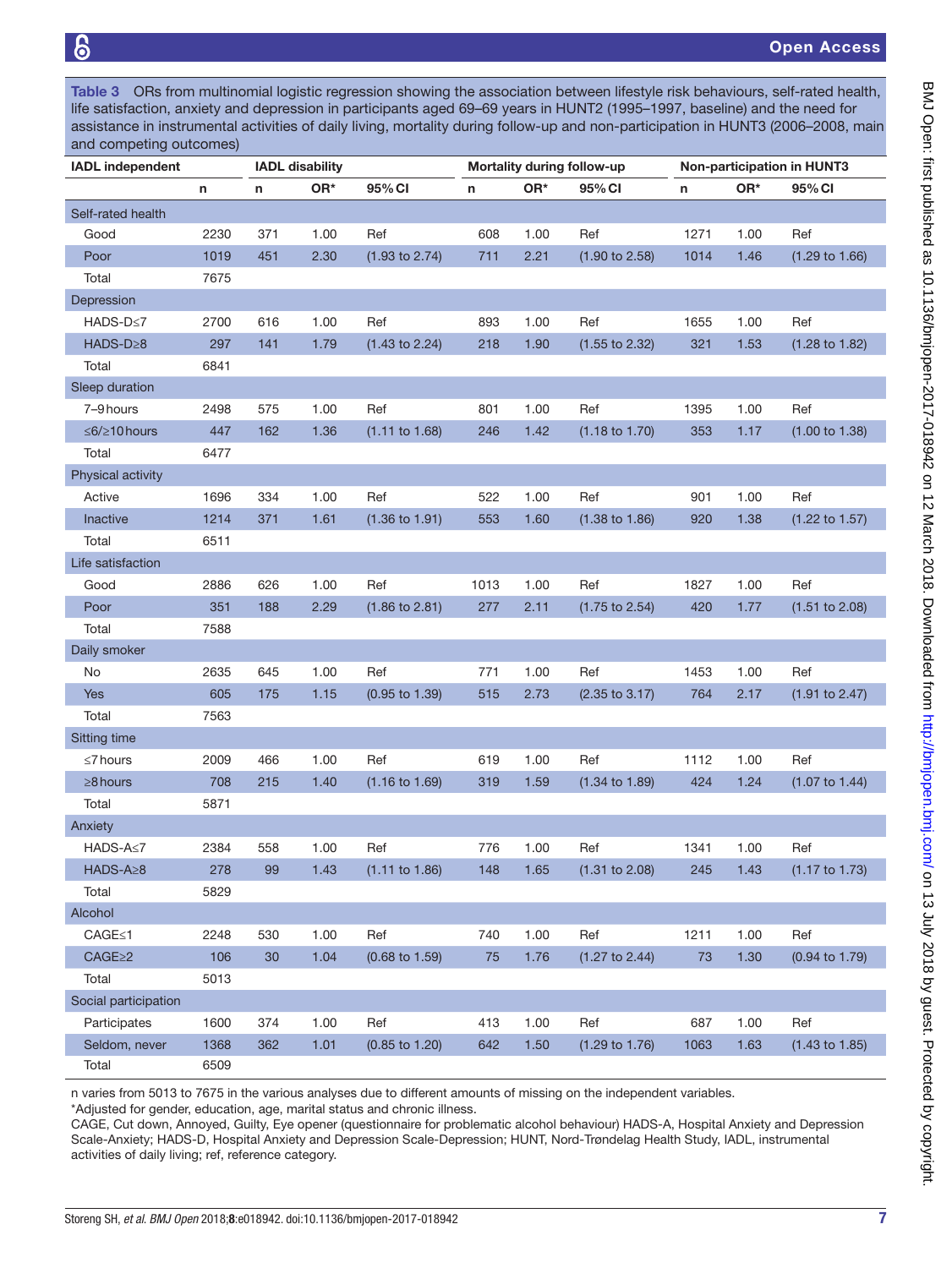**Table 3** ORs from multinomial logistic regression showing the association between lifestyle risk behaviours, self-rated health, life satisfaction, anxiety and depression in participants aged 69–69 years in HUNT2 (1995–1997, baseline) and the need for assistance in instrumental activities of daily living, mortality during follow-up and non-participation in HUNT3 (2006–2008, main and competing outcomes)

| IADL independent | | IADL disability | | | Mortality during follow-up | | | Non-participation in HUNT3 | | |
|---|---|---|---|---|---|---|---|---|---|---|
| | n | n | OR* | 95% CI | n | OR* | 95% CI | n | OR* | 95% CI |
| Self-rated health | | | | | | | | | | |
| Good | 2230 | 371 | 1.00 | Ref | 608 | 1.00 | Ref | 1271 | 1.00 | Ref |
| Poor | 1019 | 451 | 2.30 | (1.93 to 2.74) | 711 | 2.21 | (1.90 to 2.58) | 1014 | 1.46 | (1.29 to 1.66) |
| Total | 7675 | | | | | | | | | |
| Depression | | | | | | | | | | |
| HADS-D≤7 | 2700 | 616 | 1.00 | Ref | 893 | 1.00 | Ref | 1655 | 1.00 | Ref |
| HADS-D≥8 | 297 | 141 | 1.79 | (1.43 to 2.24) | 218 | 1.90 | (1.55 to 2.32) | 321 | 1.53 | (1.28 to 1.82) |
| Total | 6841 | | | | | | | | | |
| Sleep duration | | | | | | | | | | |
| 7–9 hours | 2498 | 575 | 1.00 | Ref | 801 | 1.00 | Ref | 1395 | 1.00 | Ref |
| ≤6/≥10 hours | 447 | 162 | 1.36 | (1.11 to 1.68) | 246 | 1.42 | (1.18 to 1.70) | 353 | 1.17 | (1.00 to 1.38) |
| Total | 6477 | | | | | | | | | |
| Physical activity | | | | | | | | | | |
| Active | 1696 | 334 | 1.00 | Ref | 522 | 1.00 | Ref | 901 | 1.00 | Ref |
| Inactive | 1214 | 371 | 1.61 | (1.36 to 1.91) | 553 | 1.60 | (1.38 to 1.86) | 920 | 1.38 | (1.22 to 1.57) |
| Total | 6511 | | | | | | | | | |
| Life satisfaction | | | | | | | | | | |
| Good | 2886 | 626 | 1.00 | Ref | 1013 | 1.00 | Ref | 1827 | 1.00 | Ref |
| Poor | 351 | 188 | 2.29 | (1.86 to 2.81) | 277 | 2.11 | (1.75 to 2.54) | 420 | 1.77 | (1.51 to 2.08) |
| Total | 7588 | | | | | | | | | |
| Daily smoker | | | | | | | | | | |
| No | 2635 | 645 | 1.00 | Ref | 771 | 1.00 | Ref | 1453 | 1.00 | Ref |
| Yes | 605 | 175 | 1.15 | (0.95 to 1.39) | 515 | 2.73 | (2.35 to 3.17) | 764 | 2.17 | (1.91 to 2.47) |
| Total | 7563 | | | | | | | | | |
| Sitting time | | | | | | | | | | |
| ≤7 hours | 2009 | 466 | 1.00 | Ref | 619 | 1.00 | Ref | 1112 | 1.00 | Ref |
| ≥8 hours | 708 | 215 | 1.40 | (1.16 to 1.69) | 319 | 1.59 | (1.34 to 1.89) | 424 | 1.24 | (1.07 to 1.44) |
| Total | 5871 | | | | | | | | | |
| Anxiety | | | | | | | | | | |
| HADS-A≤7 | 2384 | 558 | 1.00 | Ref | 776 | 1.00 | Ref | 1341 | 1.00 | Ref |
| HADS-A≥8 | 278 | 99 | 1.43 | (1.11 to 1.86) | 148 | 1.65 | (1.31 to 2.08) | 245 | 1.43 | (1.17 to 1.73) |
| Total | 5829 | | | | | | | | | |
| Alcohol | | | | | | | | | | |
| CAGE≤1 | 2248 | 530 | 1.00 | Ref | 740 | 1.00 | Ref | 1211 | 1.00 | Ref |
| CAGE≥2 | 106 | 30 | 1.04 | (0.68 to 1.59) | 75 | 1.76 | (1.27 to 2.44) | 73 | 1.30 | (0.94 to 1.79) |
| Total | 5013 | | | | | | | | | |
| Social participation | | | | | | | | | | |
| Participates | 1600 | 374 | 1.00 | Ref | 413 | 1.00 | Ref | 687 | 1.00 | Ref |
| Seldom, never | 1368 | 362 | 1.01 | (0.85 to 1.20) | 642 | 1.50 | (1.29 to 1.76) | 1063 | 1.63 | (1.43 to 1.85) |
| Total | 6509 | | | | | | | | | |

n varies from 5013 to 7675 in the various analyses due to different amounts of missing on the independent variables.

*Adjusted for gender, education, age, marital status and chronic illness.

CAGE, Cut down, Annoyed, Guilty, Eye opener (questionnaire for problematic alcohol behaviour) HADS-A, Hospital Anxiety and Depression Scale-Anxiety; HADS-D, Hospital Anxiety and Depression Scale-Depression; HUNT, Nord-Trøndelag Health Study, IADL, instrumental activities of daily living; ref, reference category.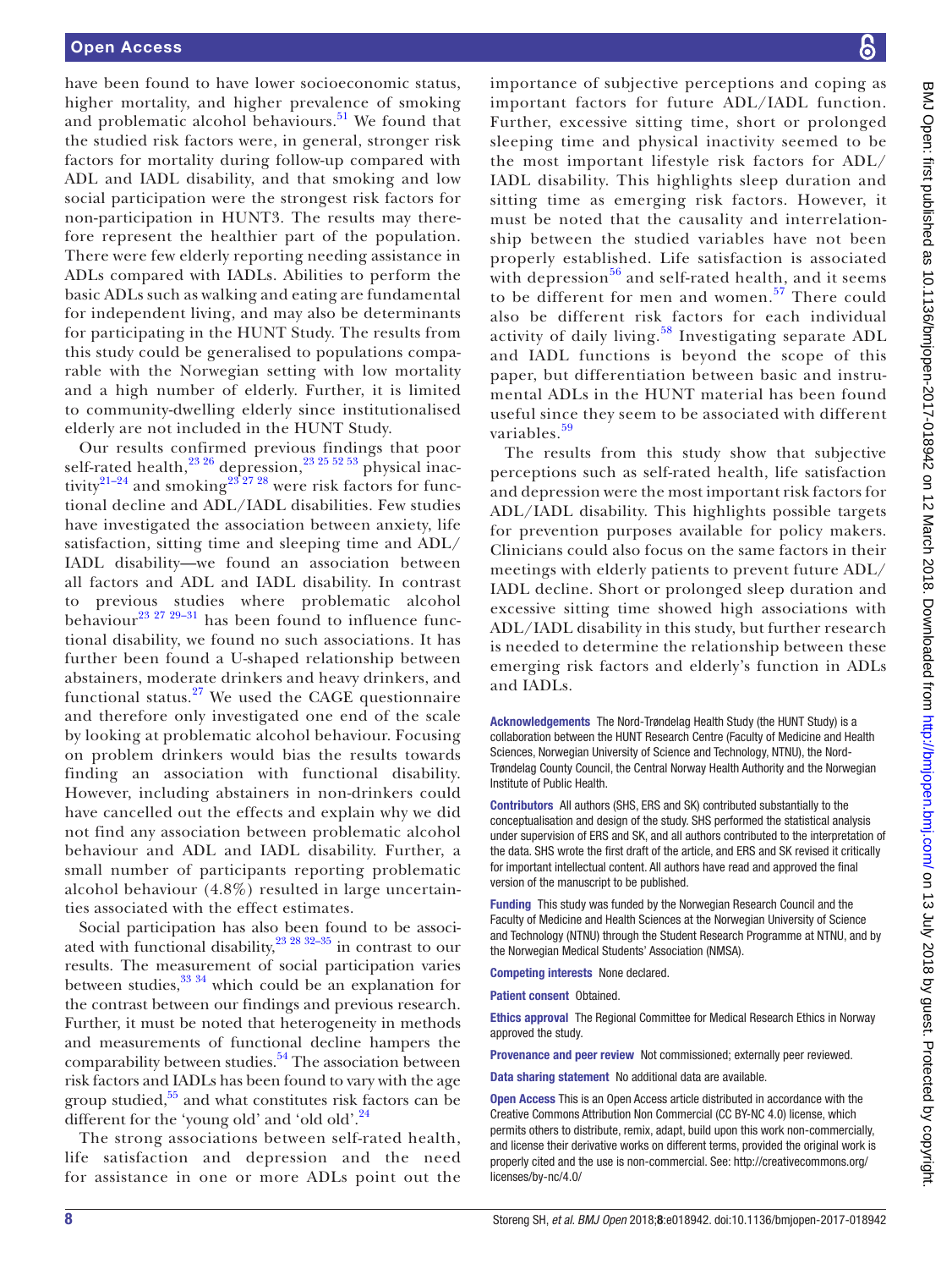have been found to have lower socioeconomic status, higher mortality, and higher prevalence of smoking and problematic alcohol behaviours.[51] We found that the studied risk factors were, in general, stronger risk factors for mortality during follow-up compared with ADL and IADL disability, and that smoking and low social participation were the strongest risk factors for non-participation in HUNT3. The results may therefore represent the healthier part of the population. There were few elderly reporting needing assistance in ADLs compared with IADLs. Abilities to perform the basic ADLs such as walking and eating are fundamental for independent living, and may also be determinants for participating in the HUNT Study. The results from this study could be generalised to populations comparable with the Norwegian setting with low mortality and a high number of elderly. Further, it is limited to community-dwelling elderly since institutionalised elderly are not included in the HUNT Study.

Our results confirmed previous findings that poor self-rated health,[23 26] depression,[23 25 52 53] physical inactivity[21–24] and smoking[23 27 28] were risk factors for functional decline and ADL/IADL disabilities. Few studies have investigated the association between anxiety, life satisfaction, sitting time and sleeping time and ADL/IADL disability—we found an association between all factors and ADL and IADL disability. In contrast to previous studies where problematic alcohol behaviour[23 27 29–31] has been found to influence functional disability, we found no such associations. It has further been found a U-shaped relationship between abstainers, moderate drinkers and heavy drinkers, and functional status.[27] We used the CAGE questionnaire and therefore only investigated one end of the scale by looking at problematic alcohol behaviour. Focusing on problem drinkers would bias the results towards finding an association with functional disability. However, including abstainers in non-drinkers could have cancelled out the effects and explain why we did not find any association between problematic alcohol behaviour and ADL and IADL disability. Further, a small number of participants reporting problematic alcohol behaviour (4.8%) resulted in large uncertainties associated with the effect estimates.

Social participation has also been found to be associated with functional disability,[23 28 32–35] in contrast to our results. The measurement of social participation varies between studies,[33 34] which could be an explanation for the contrast between our findings and previous research. Further, it must be noted that heterogeneity in methods and measurements of functional decline hampers the comparability between studies.[54] The association between risk factors and IADLs has been found to vary with the age group studied,[55] and what constitutes risk factors can be different for the 'young old' and 'old old'.[24]

The strong associations between self-rated health, life satisfaction and depression and the need for assistance in one or more ADLs point out the importance of subjective perceptions and coping as important factors for future ADL/IADL function. Further, excessive sitting time, short or prolonged sleeping time and physical inactivity seemed to be the most important lifestyle risk factors for ADL/IADL disability. This highlights sleep duration and sitting time as emerging risk factors. However, it must be noted that the causality and interrelationship between the studied variables have not been properly established. Life satisfaction is associated with depression[56] and self-rated health, and it seems to be different for men and women.[57] There could also be different risk factors for each individual activity of daily living.[58] Investigating separate ADL and IADL functions is beyond the scope of this paper, but differentiation between basic and instrumental ADLs in the HUNT material has been found useful since they seem to be associated with different variables.[59]

The results from this study show that subjective perceptions such as self-rated health, life satisfaction and depression were the most important risk factors for ADL/IADL disability. This highlights possible targets for prevention purposes available for policy makers. Clinicians could also focus on the same factors in their meetings with elderly patients to prevent future ADL/IADL decline. Short or prolonged sleep duration and excessive sitting time showed high associations with ADL/IADL disability in this study, but further research is needed to determine the relationship between these emerging risk factors and elderly's function in ADLs and IADLs.

**Acknowledgements** The Nord-Trøndelag Health Study (the HUNT Study) is a collaboration between the HUNT Research Centre (Faculty of Medicine and Health Sciences, Norwegian University of Science and Technology, NTNU), the Nord-Trøndelag County Council, the Central Norway Health Authority and the Norwegian Institute of Public Health.

**Contributors** All authors (SHS, ERS and SK) contributed substantially to the conceptualisation and design of the study. SHS performed the statistical analysis under supervision of ERS and SK, and all authors contributed to the interpretation of the data. SHS wrote the first draft of the article, and ERS and SK revised it critically for important intellectual content. All authors have read and approved the final version of the manuscript to be published.

**Funding** This study was funded by the Norwegian Research Council and the Faculty of Medicine and Health Sciences at the Norwegian University of Science and Technology (NTNU) through the Student Research Programme at NTNU, and by the Norwegian Medical Students' Association (NMSA).

**Competing interests** None declared.

**Patient consent** Obtained.

**Ethics approval** The Regional Committee for Medical Research Ethics in Norway approved the study.

**Provenance and peer review** Not commissioned; externally peer reviewed.

**Data sharing statement** No additional data are available.

**Open Access** This is an Open Access article distributed in accordance with the Creative Commons Attribution Non Commercial (CC BY-NC 4.0) license, which permits others to distribute, remix, adapt, build upon this work non-commercially, and license their derivative works on different terms, provided the original work is properly cited and the use is non-commercial. See: http://creativecommons.org/licenses/by-nc/4.0/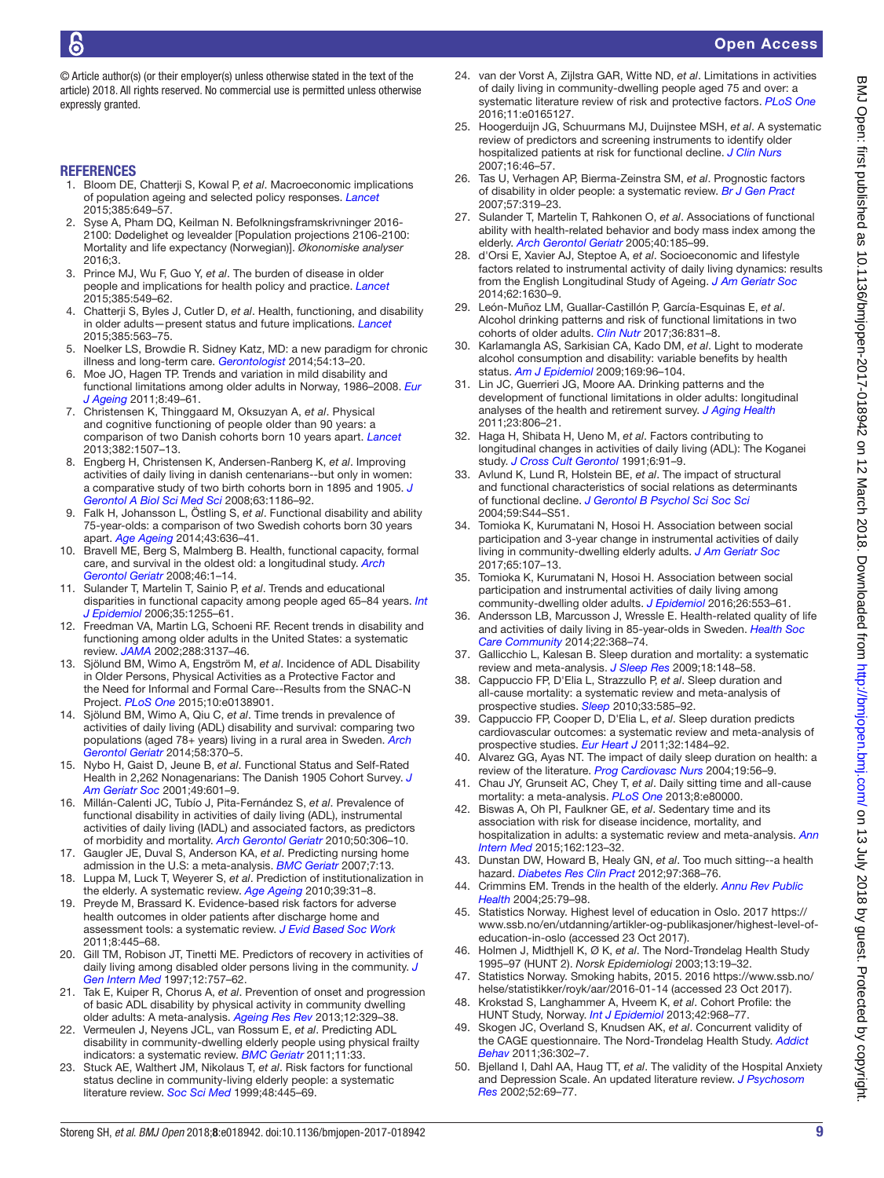© Article author(s) (or their employer(s) unless otherwise stated in the text of the article) 2018. All rights reserved. No commercial use is permitted unless otherwise expressly granted.

## REFERENCES

1. Bloom DE, Chatterji S, Kowal P, *et al*. Macroeconomic implications of population ageing and selected policy responses. *Lancet* 2015;385:649–57.
2. Syse A, Pham DQ, Keilman N. Befolkningsframskrivninger 2016-2100: Dødelighet og levealder [Population projections 2106-2100: Mortality and life expectancy (Norwegian)]. *Økonomiske analyser* 2016;3.
3. Prince MJ, Wu F, Guo Y, *et al*. The burden of disease in older people and implications for health policy and practice. *Lancet* 2015;385:549–62.
4. Chatterji S, Byles J, Cutler D, *et al*. Health, functioning, and disability in older adults—present status and future implications. *Lancet* 2015;385:563–75.
5. Noelker LS, Browdie R. Sidney Katz, MD: a new paradigm for chronic illness and long-term care. *Gerontologist* 2014;54:13–20.
6. Moe JO, Hagen TP. Trends and variation in mild disability and functional limitations among older adults in Norway, 1986–2008. *Eur J Ageing* 2011;8:49–61.
7. Christensen K, Thinggaard M, Oksuzyan A, *et al*. Physical and cognitive functioning of people older than 90 years: a comparison of two Danish cohorts born 10 years apart. *Lancet* 2013;382:1507–13.
8. Engberg H, Christensen K, Andersen-Ranberg K, *et al*. Improving activities of daily living in danish centenarians--but only in women: a comparative study of two birth cohorts born in 1895 and 1905. *J Gerontol A Biol Sci Med Sci* 2008;63:1186–92.
9. Falk H, Johansson L, Östling S, *et al*. Functional disability and ability 75-year-olds: a comparison of two Swedish cohorts born 30 years apart. *Age Ageing* 2014;43:636–41.
10. Bravell ME, Berg S, Malmberg B. Health, functional capacity, formal care, and survival in the oldest old: a longitudinal study. *Arch Gerontol Geriatr* 2008;46:1–14.
11. Sulander T, Martelin T, Sainio P, *et al*. Trends and educational disparities in functional capacity among people aged 65–84 years. *Int J Epidemiol* 2006;35:1255–61.
12. Freedman VA, Martin LG, Schoeni RF. Recent trends in disability and functioning among older adults in the United States: a systematic review. *JAMA* 2002;288:3137–46.
13. Sjölund BM, Wimo A, Engström M, *et al*. Incidence of ADL Disability in Older Persons, Physical Activities as a Protective Factor and the Need for Informal and Formal Care--Results from the SNAC-N Project. *PLoS One* 2015;10:e0138901.
14. Sjölund BM, Wimo A, Qiu C, *et al*. Time trends in prevalence of activities of daily living (ADL) disability and survival: comparing two populations (aged 78+ years) living in a rural area in Sweden. *Arch Gerontol Geriatr* 2014;58:370–5.
15. Nybo H, Gaist D, Jeune B, *et al*. Functional Status and Self-Rated Health in 2,262 Nonagenarians: The Danish 1905 Cohort Survey. *J Am Geriatr Soc* 2001;49:601–9.
16. Millán-Calenti JC, Tubío J, Pita-Fernández S, *et al*. Prevalence of functional disability in activities of daily living (ADL), instrumental activities of daily living (IADL) and associated factors, as predictors of morbidity and mortality. *Arch Gerontol Geriatr* 2010;50:306–10.
17. Gaugler JE, Duval S, Anderson KA, *et al*. Predicting nursing home admission in the U.S: a meta-analysis. *BMC Geriatr* 2007;7:13.
18. Luppa M, Luck T, Weyerer S, *et al*. Prediction of institutionalization in the elderly. A systematic review. *Age Ageing* 2010;39:31–8.
19. Preyde M, Brassard K. Evidence-based risk factors for adverse health outcomes in older patients after discharge home and assessment tools: a systematic review. *J Evid Based Soc Work* 2011;8:445–68.
20. Gill TM, Robison JT, Tinetti ME. Predictors of recovery in activities of daily living among disabled older persons living in the community. *J Gen Intern Med* 1997;12:757–62.
21. Tak E, Kuiper R, Chorus A, *et al*. Prevention of onset and progression of basic ADL disability by physical activity in community dwelling older adults: A meta-analysis. *Ageing Res Rev* 2013;12:329–38.
22. Vermeulen J, Neyens JCL, van Rossum E, *et al*. Predicting ADL disability in community-dwelling elderly people using physical frailty indicators: a systematic review. *BMC Geriatr* 2011;11:33.
23. Stuck AE, Walthert JM, Nikolaus T, *et al*. Risk factors for functional status decline in community-living elderly people: a systematic literature review. *Soc Sci Med* 1999;48:445–69.
24. van der Vorst A, Zijlstra GAR, Witte ND, *et al*. Limitations in activities of daily living in community-dwelling people aged 75 and over: a systematic literature review of risk and protective factors. *PLoS One* 2016;11:e0165127.
25. Hoogerduijn JG, Schuurmans MJ, Duijnstee MSH, *et al*. A systematic review of predictors and screening instruments to identify older hospitalized patients at risk for functional decline. *J Clin Nurs* 2007;16:46–57.
26. Tas U, Verhagen AP, Bierma-Zeinstra SM, *et al*. Prognostic factors of disability in older people: a systematic review. *Br J Gen Pract* 2007;57:319–23.
27. Sulander T, Martelin T, Rahkonen O, *et al*. Associations of functional ability with health-related behavior and body mass index among the elderly. *Arch Gerontol Geriatr* 2005;40:185–99.
28. d'Orsi E, Xavier AJ, Steptoe A, *et al*. Socioeconomic and lifestyle factors related to instrumental activity of daily living dynamics: results from the English Longitudinal Study of Ageing. *J Am Geriatr Soc* 2014;62:1630–9.
29. León-Muñoz LM, Guallar-Castillón P, García-Esquinas E, *et al*. Alcohol drinking patterns and risk of functional limitations in two cohorts of older adults. *Clin Nutr* 2017;36:831–8.
30. Karlamangla AS, Sarkisian CA, Kado DM, *et al*. Light to moderate alcohol consumption and disability: variable benefits by health status. *Am J Epidemiol* 2009;169:96–104.
31. Lin JC, Guerrieri JG, Moore AA. Drinking patterns and the development of functional limitations in older adults: longitudinal analyses of the health and retirement survey. *J Aging Health* 2011;23:806–21.
32. Haga H, Shibata H, Ueno M, *et al*. Factors contributing to longitudinal changes in activities of daily living (ADL): The Koganei study. *J Cross Cult Gerontol* 1991;6:91–9.
33. Avlund K, Lund R, Holstein BE, *et al*. The impact of structural and functional characteristics of social relations as determinants of functional decline. *J Gerontol B Psychol Sci Soc Sci* 2004;59:S44–S51.
34. Tomioka K, Kurumatani N, Hosoi H. Association between social participation and 3-year change in instrumental activities of daily living in community-dwelling elderly adults. *J Am Geriatr Soc* 2017;65:107–13.
35. Tomioka K, Kurumatani N, Hosoi H. Association between social participation and instrumental activities of daily living among community-dwelling older adults. *J Epidemiol* 2016;26:553–61.
36. Andersson LB, Marcusson J, Wressle E. Health-related quality of life and activities of daily living in 85-year-olds in Sweden. *Health Soc Care Community* 2014;22:368–74.
37. Gallicchio L, Kalesan B. Sleep duration and mortality: a systematic review and meta-analysis. *J Sleep Res* 2009;18:148–58.
38. Cappuccio FP, D'Elia L, Strazzullo P, *et al*. Sleep duration and all-cause mortality: a systematic review and meta-analysis of prospective studies. *Sleep* 2010;33:585–92.
39. Cappuccio FP, Cooper D, D'Elia L, *et al*. Sleep duration predicts cardiovascular outcomes: a systematic review and meta-analysis of prospective studies. *Eur Heart J* 2011;32:1484–92.
40. Alvarez GG, Ayas NT. The impact of daily sleep duration on health: a review of the literature. *Prog Cardiovasc Nurs* 2004;19:56–9.
41. Chau JY, Grunseit AC, Chey T, *et al*. Daily sitting time and all-cause mortality: a meta-analysis. *PLoS One* 2013;8:e80000.
42. Biswas A, Oh PI, Faulkner GE, *et al*. Sedentary time and its association with risk for disease incidence, mortality, and hospitalization in adults: a systematic review and meta-analysis. *Ann Intern Med* 2015;162:123–32.
43. Dunstan DW, Howard B, Healy GN, *et al*. Too much sitting--a health hazard. *Diabetes Res Clin Pract* 2012;97:368–76.
44. Crimmins EM. Trends in the health of the elderly. *Annu Rev Public Health* 2004;25:79–98.
45. Statistics Norway. Highest level of education in Oslo. 2017 https://www.ssb.no/en/utdanning/artikler-og-publikasjoner/highest-level-of-education-in-oslo (accessed 23 Oct 2017).
46. Holmen J, Midthjell K, Ø K, *et al*. The Nord-Trøndelag Health Study 1995–97 (HUNT 2). *Norsk Epidemiologi* 2003;13:19–32.
47. Statistics Norway. Smoking habits, 2015. 2016 https://www.ssb.no/helse/statistikker/royk/aar/2016-01-14 (accessed 23 Oct 2017).
48. Krokstad S, Langhammer A, Hveem K, *et al*. Cohort Profile: the HUNT Study, Norway. *Int J Epidemiol* 2013;42:968–77.
49. Skogen JC, Overland S, Knudsen AK, *et al*. Concurrent validity of the CAGE questionnaire. The Nord-Trøndelag Health Study. *Addict Behav* 2011;36:302–7.
50. Bjelland I, Dahl AA, Haug TT, *et al*. The validity of the Hospital Anxiety and Depression Scale. An updated literature review. *J Psychosom Res* 2002;52:69–77.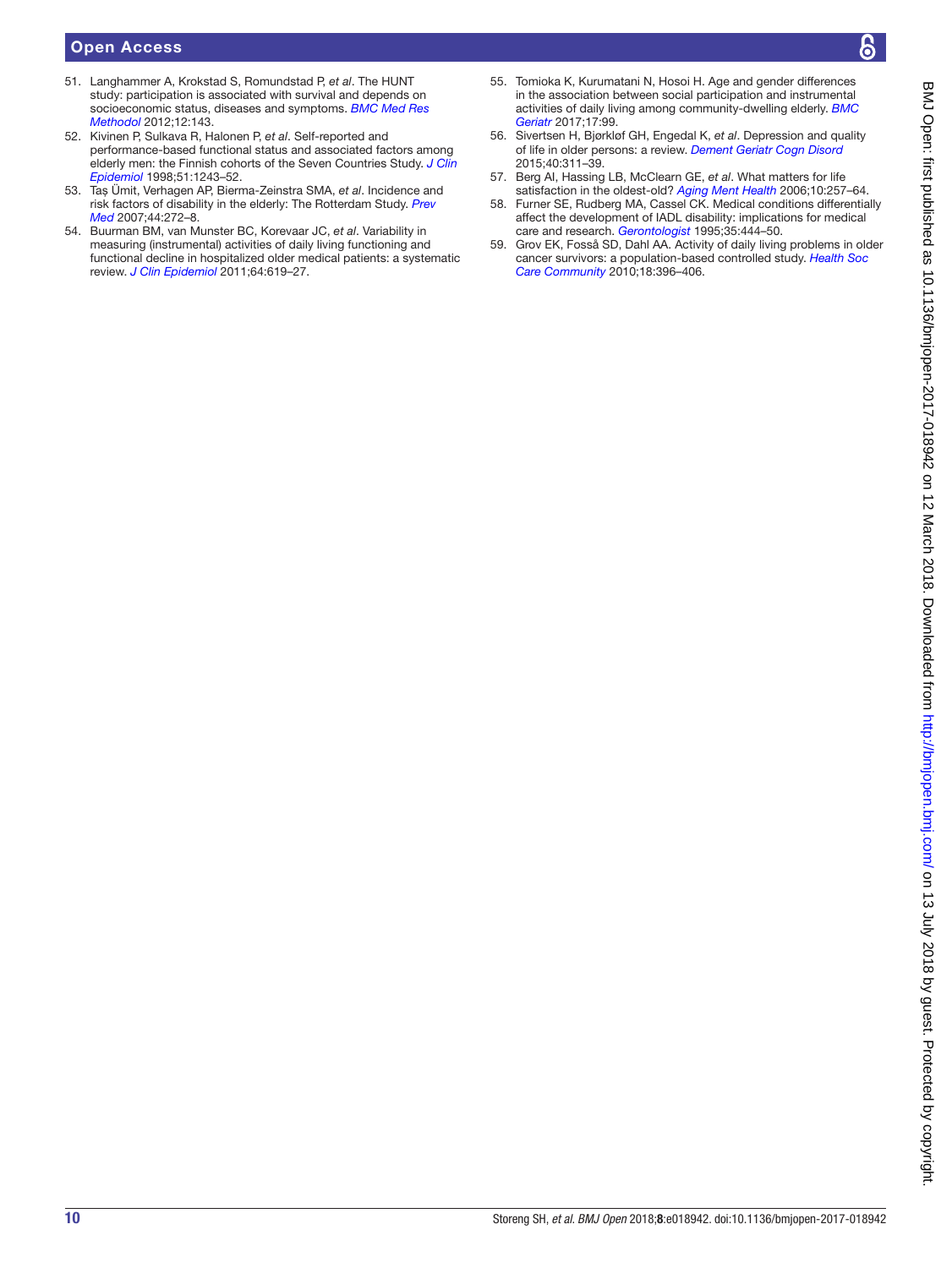51. Langhammer A, Krokstad S, Romundstad P, *et al*. The HUNT study: participation is associated with survival and depends on socioeconomic status, diseases and symptoms. *BMC Med Res Methodol* 2012;12:143.
52. Kivinen P, Sulkava R, Halonen P, *et al*. Self-reported and performance-based functional status and associated factors among elderly men: the Finnish cohorts of the Seven Countries Study. *J Clin Epidemiol* 1998;51:1243–52.
53. Taş Ümit, Verhagen AP, Bierma-Zeinstra SMA, *et al*. Incidence and risk factors of disability in the elderly: The Rotterdam Study. *Prev Med* 2007;44:272–8.
54. Buurman BM, van Munster BC, Korevaar JC, *et al*. Variability in measuring (instrumental) activities of daily living functioning and functional decline in hospitalized older medical patients: a systematic review. *J Clin Epidemiol* 2011;64:619–27.
55. Tomioka K, Kurumatani N, Hosoi H. Age and gender differences in the association between social participation and instrumental activities of daily living among community-dwelling elderly. *BMC Geriatr* 2017;17:99.
56. Sivertsen H, Bjørkløf GH, Engedal K, *et al*. Depression and quality of life in older persons: a review. *Dement Geriatr Cogn Disord* 2015;40:311–39.
57. Berg AI, Hassing LB, McClearn GE, *et al*. What matters for life satisfaction in the oldest-old? *Aging Ment Health* 2006;10:257–64.
58. Furner SE, Rudberg MA, Cassel CK. Medical conditions differentially affect the development of IADL disability: implications for medical care and research. *Gerontologist* 1995;35:444–50.
59. Grov EK, Fosså SD, Dahl AA. Activity of daily living problems in older cancer survivors: a population-based controlled study. *Health Soc Care Community* 2010;18:396–406.